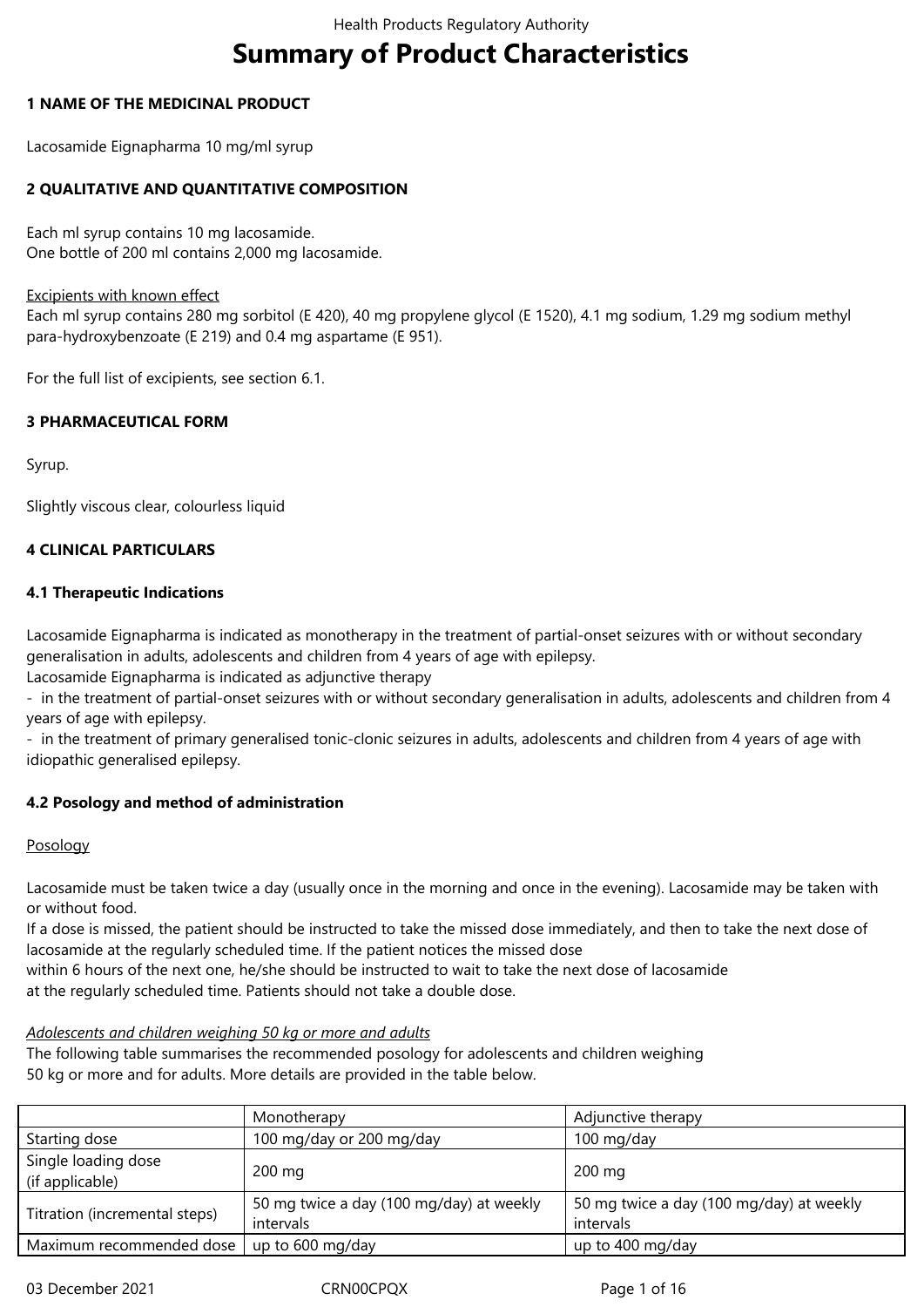# Summary of Product Characteristics

**1 NAME OF THE MEDICINAL PRODUCT**

Lacosamide Eignapharma 10 mg/ml syrup

**2 QUALITATIVE AND QUANTITATIVE COMPOSITION**

Each ml syrup contains 10 mg lacosamide.
One bottle of 200 ml contains 2,000 mg lacosamide.

Excipients with known effect
Each ml syrup contains 280 mg sorbitol (E 420), 40 mg propylene glycol (E 1520), 4.1 mg sodium, 1.29 mg sodium methyl para-hydroxybenzoate (E 219) and 0.4 mg aspartame (E 951).

For the full list of excipients, see section 6.1.

**3 PHARMACEUTICAL FORM**

Syrup.

Slightly viscous clear, colourless liquid

**4 CLINICAL PARTICULARS**

**4.1 Therapeutic Indications**

Lacosamide Eignapharma is indicated as monotherapy in the treatment of partial-onset seizures with or without secondary generalisation in adults, adolescents and children from 4 years of age with epilepsy.
Lacosamide Eignapharma is indicated as adjunctive therapy
- in the treatment of partial-onset seizures with or without secondary generalisation in adults, adolescents and children from 4 years of age with epilepsy.
- in the treatment of primary generalised tonic-clonic seizures in adults, adolescents and children from 4 years of age with idiopathic generalised epilepsy.

**4.2 Posology and method of administration**

Posology

Lacosamide must be taken twice a day (usually once in the morning and once in the evening). Lacosamide may be taken with or without food.
If a dose is missed, the patient should be instructed to take the missed dose immediately, and then to take the next dose of lacosamide at the regularly scheduled time. If the patient notices the missed dose within 6 hours of the next one, he/she should be instructed to wait to take the next dose of lacosamide at the regularly scheduled time. Patients should not take a double dose.

*Adolescents and children weighing 50 kg or more and adults*
The following table summarises the recommended posology for adolescents and children weighing 50 kg or more and for adults. More details are provided in the table below.

| | Monotherapy | Adjunctive therapy |
|---|---|---|
| Starting dose | 100 mg/day or 200 mg/day | 100 mg/day |
| Single loading dose (if applicable) | 200 mg | 200 mg |
| Titration (incremental steps) | 50 mg twice a day (100 mg/day) at weekly intervals | 50 mg twice a day (100 mg/day) at weekly intervals |
| Maximum recommended dose | up to 600 mg/day | up to 400 mg/day |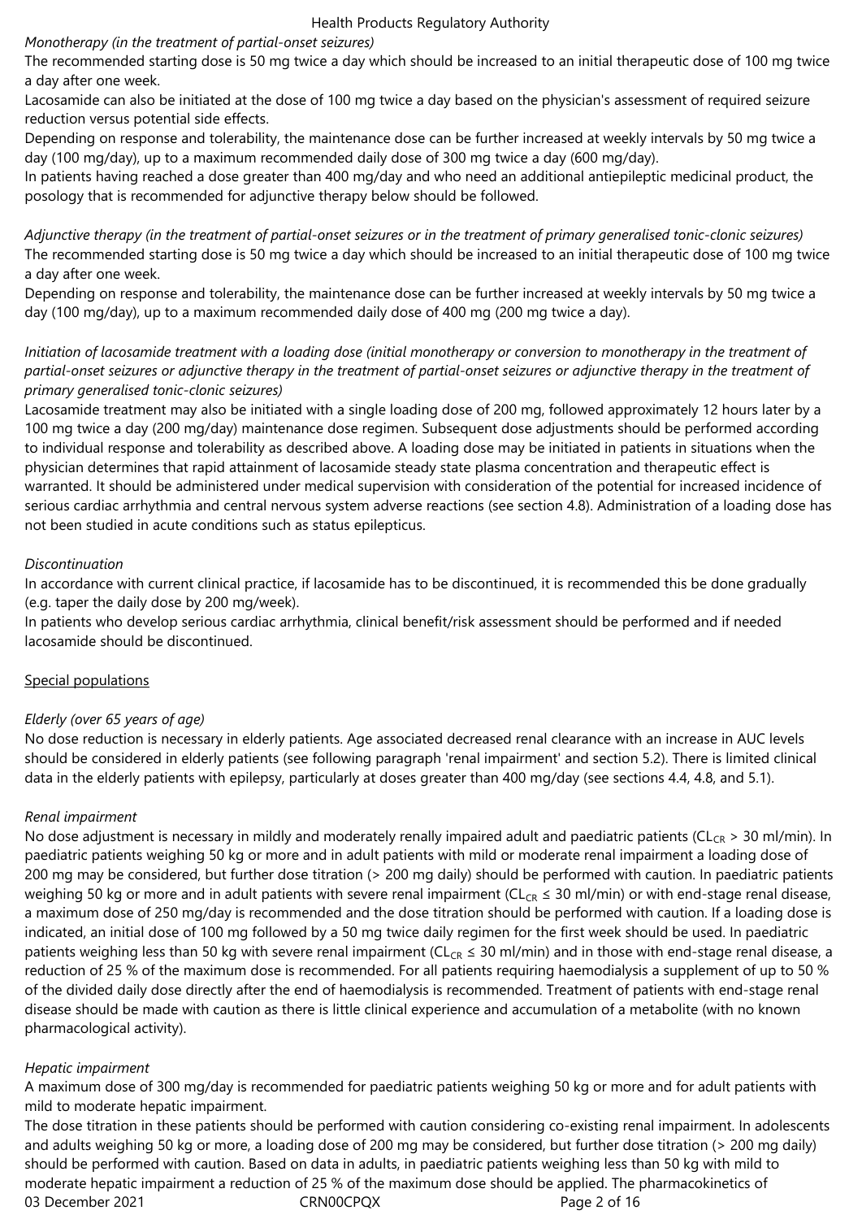*Monotherapy (in the treatment of partial-onset seizures)*
The recommended starting dose is 50 mg twice a day which should be increased to an initial therapeutic dose of 100 mg twice a day after one week.
Lacosamide can also be initiated at the dose of 100 mg twice a day based on the physician's assessment of required seizure reduction versus potential side effects.
Depending on response and tolerability, the maintenance dose can be further increased at weekly intervals by 50 mg twice a day (100 mg/day), up to a maximum recommended daily dose of 300 mg twice a day (600 mg/day).
In patients having reached a dose greater than 400 mg/day and who need an additional antiepileptic medicinal product, the posology that is recommended for adjunctive therapy below should be followed.

*Adjunctive therapy (in the treatment of partial-onset seizures or in the treatment of primary generalised tonic-clonic seizures)*
The recommended starting dose is 50 mg twice a day which should be increased to an initial therapeutic dose of 100 mg twice a day after one week.
Depending on response and tolerability, the maintenance dose can be further increased at weekly intervals by 50 mg twice a day (100 mg/day), up to a maximum recommended daily dose of 400 mg (200 mg twice a day).

*Initiation of lacosamide treatment with a loading dose (initial monotherapy or conversion to monotherapy in the treatment of partial-onset seizures or adjunctive therapy in the treatment of partial-onset seizures or adjunctive therapy in the treatment of primary generalised tonic-clonic seizures)*
Lacosamide treatment may also be initiated with a single loading dose of 200 mg, followed approximately 12 hours later by a 100 mg twice a day (200 mg/day) maintenance dose regimen. Subsequent dose adjustments should be performed according to individual response and tolerability as described above. A loading dose may be initiated in patients in situations when the physician determines that rapid attainment of lacosamide steady state plasma concentration and therapeutic effect is warranted. It should be administered under medical supervision with consideration of the potential for increased incidence of serious cardiac arrhythmia and central nervous system adverse reactions (see section 4.8). Administration of a loading dose has not been studied in acute conditions such as status epilepticus.

*Discontinuation*
In accordance with current clinical practice, if lacosamide has to be discontinued, it is recommended this be done gradually (e.g. taper the daily dose by 200 mg/week).
In patients who develop serious cardiac arrhythmia, clinical benefit/risk assessment should be performed and if needed lacosamide should be discontinued.

Special populations

*Elderly (over 65 years of age)*
No dose reduction is necessary in elderly patients. Age associated decreased renal clearance with an increase in AUC levels should be considered in elderly patients (see following paragraph 'renal impairment' and section 5.2). There is limited clinical data in the elderly patients with epilepsy, particularly at doses greater than 400 mg/day (see sections 4.4, 4.8, and 5.1).

*Renal impairment*
No dose adjustment is necessary in mildly and moderately renally impaired adult and paediatric patients ($CL_{CR}$ > 30 ml/min). In paediatric patients weighing 50 kg or more and in adult patients with mild or moderate renal impairment a loading dose of 200 mg may be considered, but further dose titration (> 200 mg daily) should be performed with caution. In paediatric patients weighing 50 kg or more and in adult patients with severe renal impairment ($CL_{CR}$ ≤ 30 ml/min) or with end-stage renal disease, a maximum dose of 250 mg/day is recommended and the dose titration should be performed with caution. If a loading dose is indicated, an initial dose of 100 mg followed by a 50 mg twice daily regimen for the first week should be used. In paediatric patients weighing less than 50 kg with severe renal impairment ($CL_{CR}$ ≤ 30 ml/min) and in those with end-stage renal disease, a reduction of 25 % of the maximum dose is recommended. For all patients requiring haemodialysis a supplement of up to 50 % of the divided daily dose directly after the end of haemodialysis is recommended. Treatment of patients with end-stage renal disease should be made with caution as there is little clinical experience and accumulation of a metabolite (with no known pharmacological activity).

*Hepatic impairment*
A maximum dose of 300 mg/day is recommended for paediatric patients weighing 50 kg or more and for adult patients with mild to moderate hepatic impairment.
The dose titration in these patients should be performed with caution considering co-existing renal impairment. In adolescents and adults weighing 50 kg or more, a loading dose of 200 mg may be considered, but further dose titration (> 200 mg daily) should be performed with caution. Based on data in adults, in paediatric patients weighing less than 50 kg with mild to moderate hepatic impairment a reduction of 25 % of the maximum dose should be applied. The pharmacokinetics of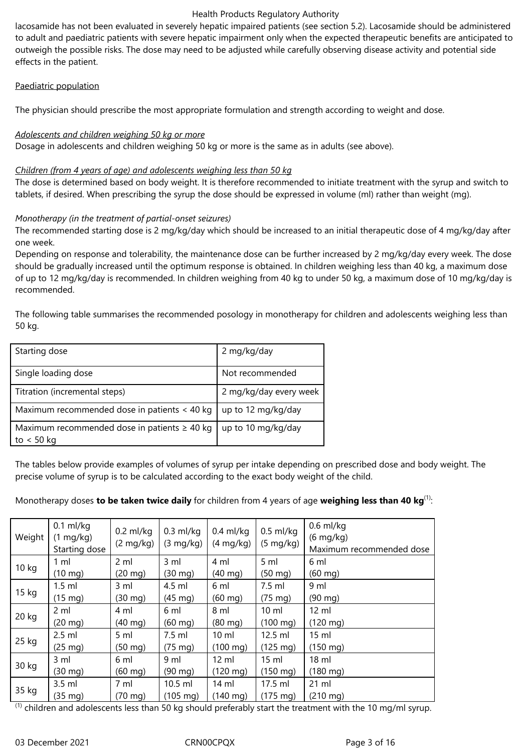lacosamide has not been evaluated in severely hepatic impaired patients (see section 5.2). Lacosamide should be administered to adult and paediatric patients with severe hepatic impairment only when the expected therapeutic benefits are anticipated to outweigh the possible risks. The dose may need to be adjusted while carefully observing disease activity and potential side effects in the patient.

Paediatric population

The physician should prescribe the most appropriate formulation and strength according to weight and dose.

*Adolescents and children weighing 50 kg or more*
Dosage in adolescents and children weighing 50 kg or more is the same as in adults (see above).

*Children (from 4 years of age) and adolescents weighing less than 50 kg*
The dose is determined based on body weight. It is therefore recommended to initiate treatment with the syrup and switch to tablets, if desired. When prescribing the syrup the dose should be expressed in volume (ml) rather than weight (mg).

*Monotherapy (in the treatment of partial-onset seizures)*
The recommended starting dose is 2 mg/kg/day which should be increased to an initial therapeutic dose of 4 mg/kg/day after one week.
Depending on response and tolerability, the maintenance dose can be further increased by 2 mg/kg/day every week. The dose should be gradually increased until the optimum response is obtained. In children weighing less than 40 kg, a maximum dose of up to 12 mg/kg/day is recommended. In children weighing from 40 kg to under 50 kg, a maximum dose of 10 mg/kg/day is recommended.

The following table summarises the recommended posology in monotherapy for children and adolescents weighing less than 50 kg.

| | |
|---|---|
| Starting dose | 2 mg/kg/day |
| Single loading dose | Not recommended |
| Titration (incremental steps) | 2 mg/kg/day every week |
| Maximum recommended dose in patients < 40 kg | up to 12 mg/kg/day |
| Maximum recommended dose in patients ≥ 40 kg to < 50 kg | up to 10 mg/kg/day |

The tables below provide examples of volumes of syrup per intake depending on prescribed dose and body weight. The precise volume of syrup is to be calculated according to the exact body weight of the child.

Monotherapy doses **to be taken twice daily** for children from 4 years of age **weighing less than 40 kg**[(1)]:

| Weight | 0.1 ml/kg (1 mg/kg) Starting dose | 0.2 ml/kg (2 mg/kg) | 0.3 ml/kg (3 mg/kg) | 0.4 ml/kg (4 mg/kg) | 0.5 ml/kg (5 mg/kg) | 0.6 ml/kg (6 mg/kg) Maximum recommended dose |
|---|---|---|---|---|---|---|
| 10 kg | 1 ml (10 mg) | 2 ml (20 mg) | 3 ml (30 mg) | 4 ml (40 mg) | 5 ml (50 mg) | 6 ml (60 mg) |
| 15 kg | 1.5 ml (15 mg) | 3 ml (30 mg) | 4.5 ml (45 mg) | 6 ml (60 mg) | 7.5 ml (75 mg) | 9 ml (90 mg) |
| 20 kg | 2 ml (20 mg) | 4 ml (40 mg) | 6 ml (60 mg) | 8 ml (80 mg) | 10 ml (100 mg) | 12 ml (120 mg) |
| 25 kg | 2.5 ml (25 mg) | 5 ml (50 mg) | 7.5 ml (75 mg) | 10 ml (100 mg) | 12.5 ml (125 mg) | 15 ml (150 mg) |
| 30 kg | 3 ml (30 mg) | 6 ml (60 mg) | 9 ml (90 mg) | 12 ml (120 mg) | 15 ml (150 mg) | 18 ml (180 mg) |
| 35 kg | 3.5 ml (35 mg) | 7 ml (70 mg) | 10.5 ml (105 mg) | 14 ml (140 mg) | 17.5 ml (175 mg) | 21 ml (210 mg) |

[(1)] children and adolescents less than 50 kg should preferably start the treatment with the 10 mg/ml syrup.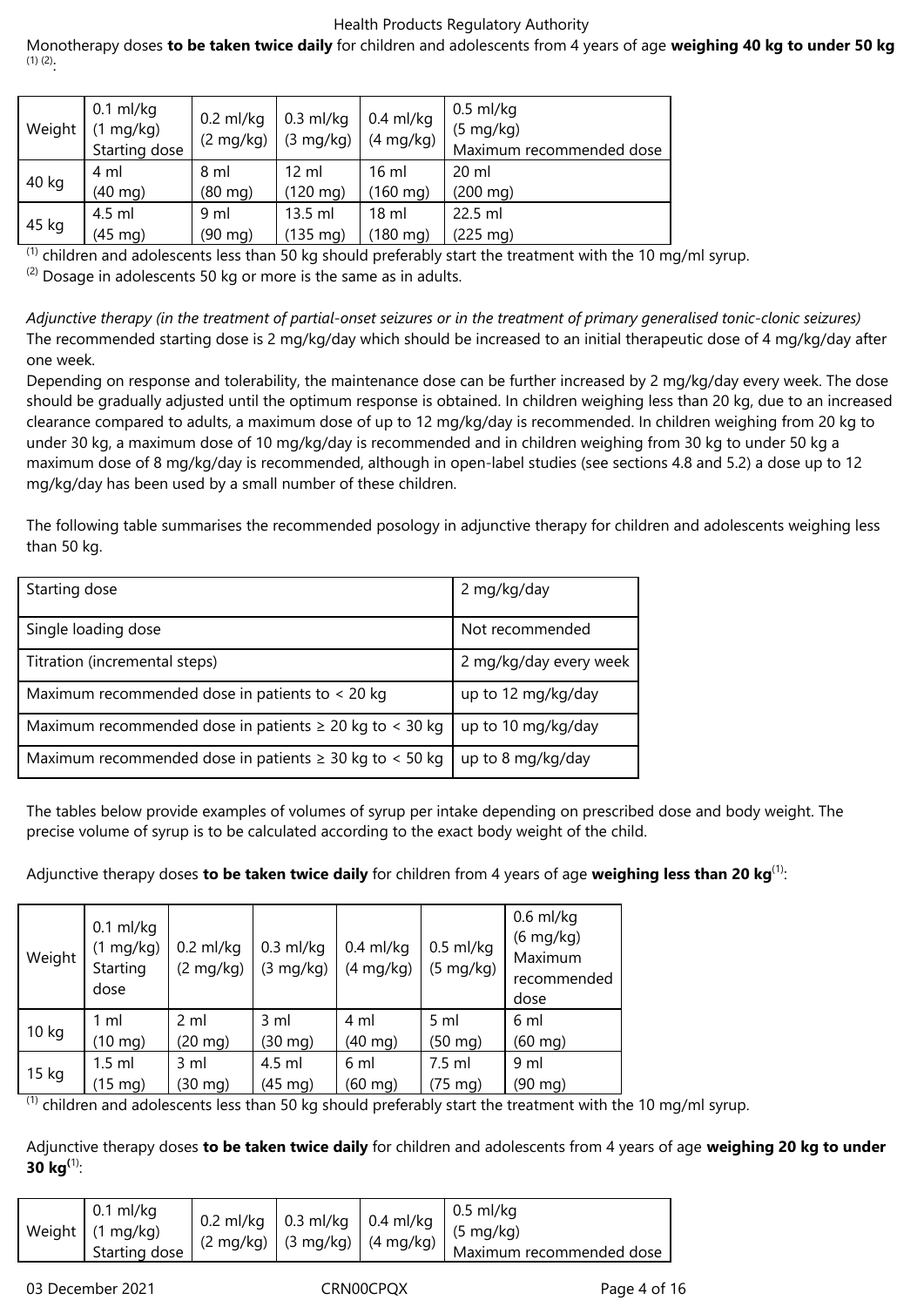Monotherapy doses **to be taken twice daily** for children and adolescents from 4 years of age **weighing 40 kg to under 50 kg** [(1) (2)]:

| Weight | 0.1 ml/kg (1 mg/kg) Starting dose | 0.2 ml/kg (2 mg/kg) | 0.3 ml/kg (3 mg/kg) | 0.4 ml/kg (4 mg/kg) | 0.5 ml/kg (5 mg/kg) Maximum recommended dose |
|---|---|---|---|---|---|
| 40 kg | 4 ml (40 mg) | 8 ml (80 mg) | 12 ml (120 mg) | 16 ml (160 mg) | 20 ml (200 mg) |
| 45 kg | 4.5 ml (45 mg) | 9 ml (90 mg) | 13.5 ml (135 mg) | 18 ml (180 mg) | 22.5 ml (225 mg) |

(1) children and adolescents less than 50 kg should preferably start the treatment with the 10 mg/ml syrup.
(2) Dosage in adolescents 50 kg or more is the same as in adults.

*Adjunctive therapy (in the treatment of partial-onset seizures or in the treatment of primary generalised tonic-clonic seizures)*
The recommended starting dose is 2 mg/kg/day which should be increased to an initial therapeutic dose of 4 mg/kg/day after one week.
Depending on response and tolerability, the maintenance dose can be further increased by 2 mg/kg/day every week. The dose should be gradually adjusted until the optimum response is obtained. In children weighing less than 20 kg, due to an increased clearance compared to adults, a maximum dose of up to 12 mg/kg/day is recommended. In children weighing from 20 kg to under 30 kg, a maximum dose of 10 mg/kg/day is recommended and in children weighing from 30 kg to under 50 kg a maximum dose of 8 mg/kg/day is recommended, although in open-label studies (see sections 4.8 and 5.2) a dose up to 12 mg/kg/day has been used by a small number of these children.

The following table summarises the recommended posology in adjunctive therapy for children and adolescents weighing less than 50 kg.

| Starting dose | 2 mg/kg/day |
|---|---|
| Single loading dose | Not recommended |
| Titration (incremental steps) | 2 mg/kg/day every week |
| Maximum recommended dose in patients to < 20 kg | up to 12 mg/kg/day |
| Maximum recommended dose in patients ≥ 20 kg to < 30 kg | up to 10 mg/kg/day |
| Maximum recommended dose in patients ≥ 30 kg to < 50 kg | up to 8 mg/kg/day |

The tables below provide examples of volumes of syrup per intake depending on prescribed dose and body weight. The precise volume of syrup is to be calculated according to the exact body weight of the child.

Adjunctive therapy doses **to be taken twice daily** for children from 4 years of age **weighing less than 20 kg**[(1)]:

| Weight | 0.1 ml/kg (1 mg/kg) Starting dose | 0.2 ml/kg (2 mg/kg) | 0.3 ml/kg (3 mg/kg) | 0.4 ml/kg (4 mg/kg) | 0.5 ml/kg (5 mg/kg) | 0.6 ml/kg (6 mg/kg) Maximum recommended dose |
|---|---|---|---|---|---|---|
| 10 kg | 1 ml (10 mg) | 2 ml (20 mg) | 3 ml (30 mg) | 4 ml (40 mg) | 5 ml (50 mg) | 6 ml (60 mg) |
| 15 kg | 1.5 ml (15 mg) | 3 ml (30 mg) | 4.5 ml (45 mg) | 6 ml (60 mg) | 7.5 ml (75 mg) | 9 ml (90 mg) |

(1) children and adolescents less than 50 kg should preferably start the treatment with the 10 mg/ml syrup.

Adjunctive therapy doses **to be taken twice daily** for children and adolescents from 4 years of age **weighing 20 kg to under 30 kg**[(1)]:

| Weight | 0.1 ml/kg (1 mg/kg) Starting dose | 0.2 ml/kg (2 mg/kg) | 0.3 ml/kg (3 mg/kg) | 0.4 ml/kg (4 mg/kg) | 0.5 ml/kg (5 mg/kg) Maximum recommended dose |
|---|---|---|---|---|---|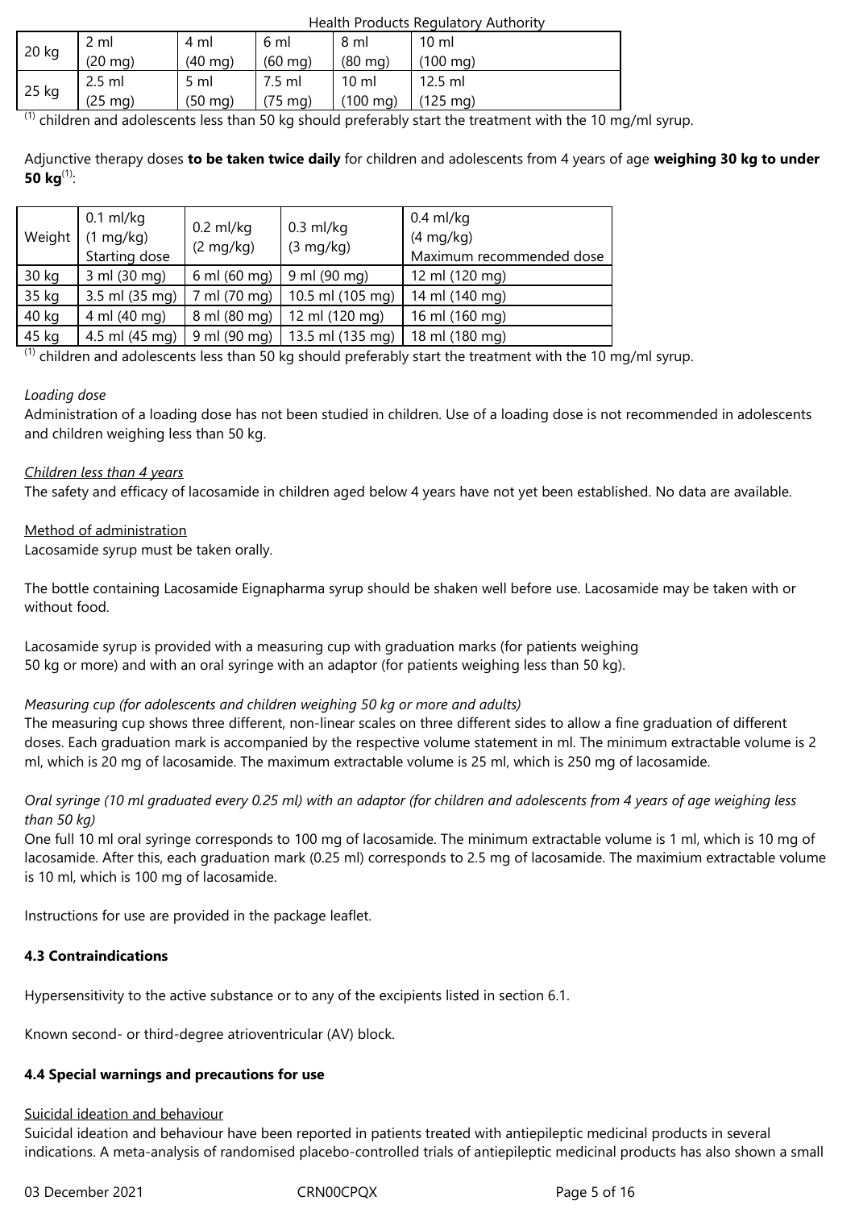| 20 kg | 2 ml (20 mg) | 4 ml (40 mg) | 6 ml (60 mg) | 8 ml (80 mg) | 10 ml (100 mg) |
|---|---|---|---|---|---|
| 25 kg | 2.5 ml (25 mg) | 5 ml (50 mg) | 7.5 ml (75 mg) | 10 ml (100 mg) | 12.5 ml (125 mg) |

(1) children and adolescents less than 50 kg should preferably start the treatment with the 10 mg/ml syrup.

Adjunctive therapy doses **to be taken twice daily** for children and adolescents from 4 years of age **weighing 30 kg to under 50 kg**(1):

| Weight | 0.1 ml/kg (1 mg/kg) Starting dose | 0.2 ml/kg (2 mg/kg) | 0.3 ml/kg (3 mg/kg) | 0.4 ml/kg (4 mg/kg) Maximum recommended dose |
|---|---|---|---|---|
| 30 kg | 3 ml (30 mg) | 6 ml (60 mg) | 9 ml (90 mg) | 12 ml (120 mg) |
| 35 kg | 3.5 ml (35 mg) | 7 ml (70 mg) | 10.5 ml (105 mg) | 14 ml (140 mg) |
| 40 kg | 4 ml (40 mg) | 8 ml (80 mg) | 12 ml (120 mg) | 16 ml (160 mg) |
| 45 kg | 4.5 ml (45 mg) | 9 ml (90 mg) | 13.5 ml (135 mg) | 18 ml (180 mg) |

(1) children and adolescents less than 50 kg should preferably start the treatment with the 10 mg/ml syrup.

*Loading dose*

Administration of a loading dose has not been studied in children. Use of a loading dose is not recommended in adolescents and children weighing less than 50 kg.

*Children less than 4 years*

The safety and efficacy of lacosamide in children aged below 4 years have not yet been established. No data are available.

Method of administration

Lacosamide syrup must be taken orally.

The bottle containing Lacosamide Eignapharma syrup should be shaken well before use. Lacosamide may be taken with or without food.

Lacosamide syrup is provided with a measuring cup with graduation marks (for patients weighing 50 kg or more) and with an oral syringe with an adaptor (for patients weighing less than 50 kg).

*Measuring cup (for adolescents and children weighing 50 kg or more and adults)*

The measuring cup shows three different, non-linear scales on three different sides to allow a fine graduation of different doses. Each graduation mark is accompanied by the respective volume statement in ml. The minimum extractable volume is 2 ml, which is 20 mg of lacosamide. The maximum extractable volume is 25 ml, which is 250 mg of lacosamide.

*Oral syringe (10 ml graduated every 0.25 ml) with an adaptor (for children and adolescents from 4 years of age weighing less than 50 kg)*

One full 10 ml oral syringe corresponds to 100 mg of lacosamide. The minimum extractable volume is 1 ml, which is 10 mg of lacosamide. After this, each graduation mark (0.25 ml) corresponds to 2.5 mg of lacosamide. The maximium extractable volume is 10 ml, which is 100 mg of lacosamide.

Instructions for use are provided in the package leaflet.

**4.3 Contraindications**

Hypersensitivity to the active substance or to any of the excipients listed in section 6.1.

Known second- or third-degree atrioventricular (AV) block.

**4.4 Special warnings and precautions for use**

Suicidal ideation and behaviour

Suicidal ideation and behaviour have been reported in patients treated with antiepileptic medicinal products in several indications. A meta-analysis of randomised placebo-controlled trials of antiepileptic medicinal products has also shown a small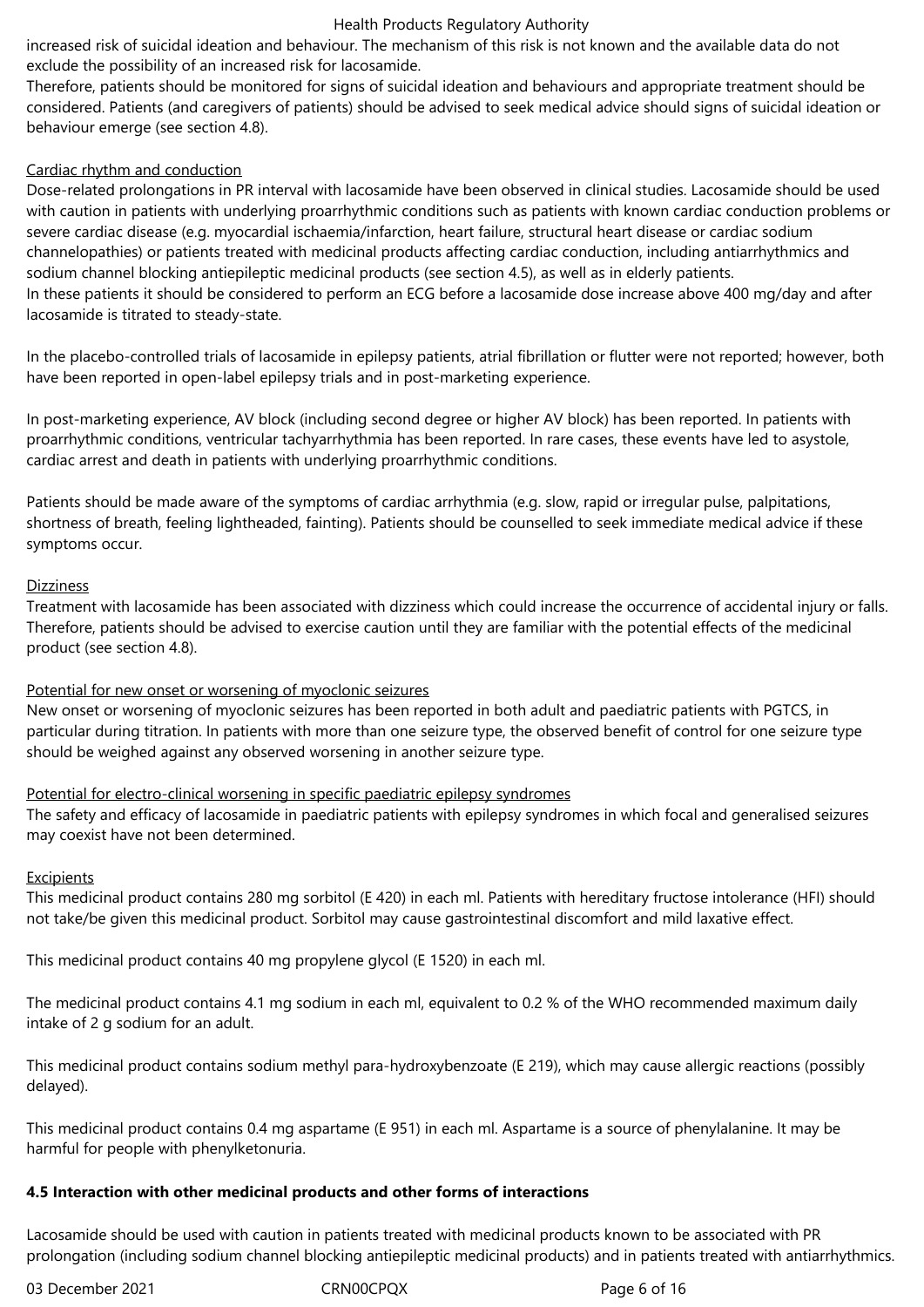increased risk of suicidal ideation and behaviour. The mechanism of this risk is not known and the available data do not exclude the possibility of an increased risk for lacosamide.
Therefore, patients should be monitored for signs of suicidal ideation and behaviours and appropriate treatment should be considered. Patients (and caregivers of patients) should be advised to seek medical advice should signs of suicidal ideation or behaviour emerge (see section 4.8).

Cardiac rhythm and conduction

Dose-related prolongations in PR interval with lacosamide have been observed in clinical studies. Lacosamide should be used with caution in patients with underlying proarrhythmic conditions such as patients with known cardiac conduction problems or severe cardiac disease (e.g. myocardial ischaemia/infarction, heart failure, structural heart disease or cardiac sodium channelopathies) or patients treated with medicinal products affecting cardiac conduction, including antiarrhythmics and sodium channel blocking antiepileptic medicinal products (see section 4.5), as well as in elderly patients.
In these patients it should be considered to perform an ECG before a lacosamide dose increase above 400 mg/day and after lacosamide is titrated to steady-state.

In the placebo-controlled trials of lacosamide in epilepsy patients, atrial fibrillation or flutter were not reported; however, both have been reported in open-label epilepsy trials and in post-marketing experience.

In post-marketing experience, AV block (including second degree or higher AV block) has been reported. In patients with proarrhythmic conditions, ventricular tachyarrhythmia has been reported. In rare cases, these events have led to asystole, cardiac arrest and death in patients with underlying proarrhythmic conditions.

Patients should be made aware of the symptoms of cardiac arrhythmia (e.g. slow, rapid or irregular pulse, palpitations, shortness of breath, feeling lightheaded, fainting). Patients should be counselled to seek immediate medical advice if these symptoms occur.

Dizziness

Treatment with lacosamide has been associated with dizziness which could increase the occurrence of accidental injury or falls. Therefore, patients should be advised to exercise caution until they are familiar with the potential effects of the medicinal product (see section 4.8).

Potential for new onset or worsening of myoclonic seizures

New onset or worsening of myoclonic seizures has been reported in both adult and paediatric patients with PGTCS, in particular during titration. In patients with more than one seizure type, the observed benefit of control for one seizure type should be weighed against any observed worsening in another seizure type.

Potential for electro-clinical worsening in specific paediatric epilepsy syndromes

The safety and efficacy of lacosamide in paediatric patients with epilepsy syndromes in which focal and generalised seizures may coexist have not been determined.

Excipients

This medicinal product contains 280 mg sorbitol (E 420) in each ml. Patients with hereditary fructose intolerance (HFI) should not take/be given this medicinal product. Sorbitol may cause gastrointestinal discomfort and mild laxative effect.

This medicinal product contains 40 mg propylene glycol (E 1520) in each ml.

The medicinal product contains 4.1 mg sodium in each ml, equivalent to 0.2 % of the WHO recommended maximum daily intake of 2 g sodium for an adult.

This medicinal product contains sodium methyl para-hydroxybenzoate (E 219), which may cause allergic reactions (possibly delayed).

This medicinal product contains 0.4 mg aspartame (E 951) in each ml. Aspartame is a source of phenylalanine. It may be harmful for people with phenylketonuria.

**4.5 Interaction with other medicinal products and other forms of interactions**

Lacosamide should be used with caution in patients treated with medicinal products known to be associated with PR prolongation (including sodium channel blocking antiepileptic medicinal products) and in patients treated with antiarrhythmics.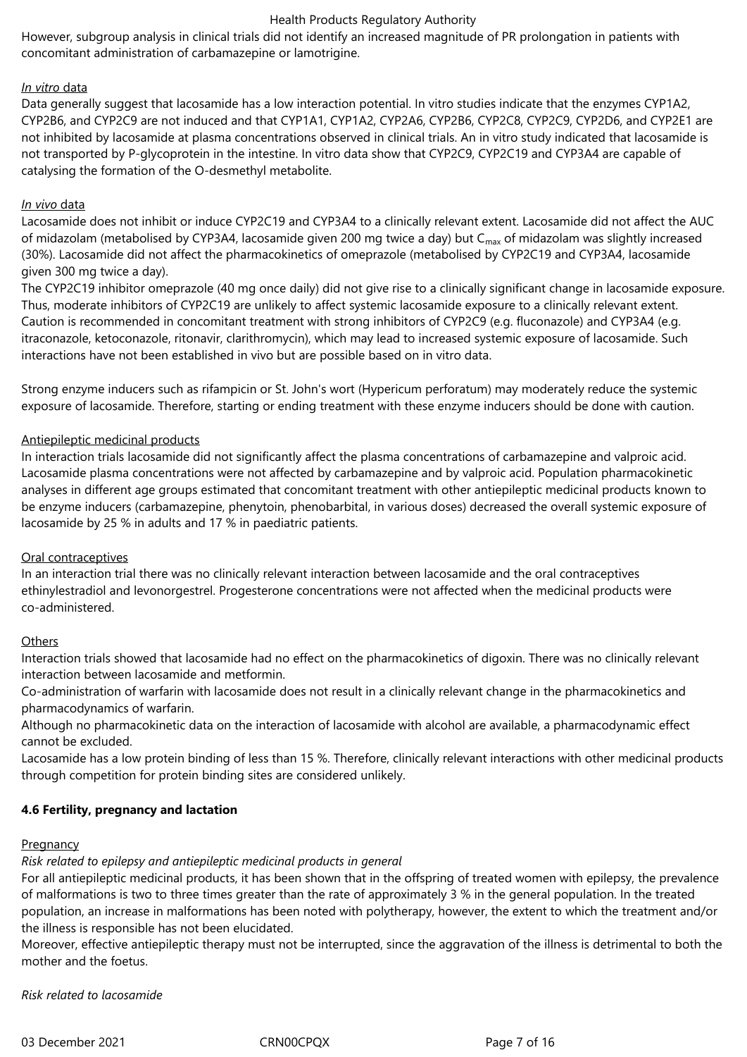However, subgroup analysis in clinical trials did not identify an increased magnitude of PR prolongation in patients with concomitant administration of carbamazepine or lamotrigine.

*In vitro* data

Data generally suggest that lacosamide has a low interaction potential. In vitro studies indicate that the enzymes CYP1A2, CYP2B6, and CYP2C9 are not induced and that CYP1A1, CYP1A2, CYP2A6, CYP2B6, CYP2C8, CYP2C9, CYP2D6, and CYP2E1 are not inhibited by lacosamide at plasma concentrations observed in clinical trials. An in vitro study indicated that lacosamide is not transported by P-glycoprotein in the intestine. In vitro data show that CYP2C9, CYP2C19 and CYP3A4 are capable of catalysing the formation of the O-desmethyl metabolite.

*In vivo* data

Lacosamide does not inhibit or induce CYP2C19 and CYP3A4 to a clinically relevant extent. Lacosamide did not affect the AUC of midazolam (metabolised by CYP3A4, lacosamide given 200 mg twice a day) but $C_{max}$ of midazolam was slightly increased (30%). Lacosamide did not affect the pharmacokinetics of omeprazole (metabolised by CYP2C19 and CYP3A4, lacosamide given 300 mg twice a day).

The CYP2C19 inhibitor omeprazole (40 mg once daily) did not give rise to a clinically significant change in lacosamide exposure. Thus, moderate inhibitors of CYP2C19 are unlikely to affect systemic lacosamide exposure to a clinically relevant extent.

Caution is recommended in concomitant treatment with strong inhibitors of CYP2C9 (e.g. fluconazole) and CYP3A4 (e.g. itraconazole, ketoconazole, ritonavir, clarithromycin), which may lead to increased systemic exposure of lacosamide. Such interactions have not been established in vivo but are possible based on in vitro data.

Strong enzyme inducers such as rifampicin or St. John's wort (Hypericum perforatum) may moderately reduce the systemic exposure of lacosamide. Therefore, starting or ending treatment with these enzyme inducers should be done with caution.

Antiepileptic medicinal products

In interaction trials lacosamide did not significantly affect the plasma concentrations of carbamazepine and valproic acid. Lacosamide plasma concentrations were not affected by carbamazepine and by valproic acid. Population pharmacokinetic analyses in different age groups estimated that concomitant treatment with other antiepileptic medicinal products known to be enzyme inducers (carbamazepine, phenytoin, phenobarbital, in various doses) decreased the overall systemic exposure of lacosamide by 25 % in adults and 17 % in paediatric patients.

Oral contraceptives

In an interaction trial there was no clinically relevant interaction between lacosamide and the oral contraceptives ethinylestradiol and levonorgestrel. Progesterone concentrations were not affected when the medicinal products were co-administered.

Others

Interaction trials showed that lacosamide had no effect on the pharmacokinetics of digoxin. There was no clinically relevant interaction between lacosamide and metformin.

Co-administration of warfarin with lacosamide does not result in a clinically relevant change in the pharmacokinetics and pharmacodynamics of warfarin.

Although no pharmacokinetic data on the interaction of lacosamide with alcohol are available, a pharmacodynamic effect cannot be excluded.

Lacosamide has a low protein binding of less than 15 %. Therefore, clinically relevant interactions with other medicinal products through competition for protein binding sites are considered unlikely.

**4.6 Fertility, pregnancy and lactation**

Pregnancy

*Risk related to epilepsy and antiepileptic medicinal products in general*

For all antiepileptic medicinal products, it has been shown that in the offspring of treated women with epilepsy, the prevalence of malformations is two to three times greater than the rate of approximately 3 % in the general population. In the treated population, an increase in malformations has been noted with polytherapy, however, the extent to which the treatment and/or the illness is responsible has not been elucidated.

Moreover, effective antiepileptic therapy must not be interrupted, since the aggravation of the illness is detrimental to both the mother and the foetus.

*Risk related to lacosamide*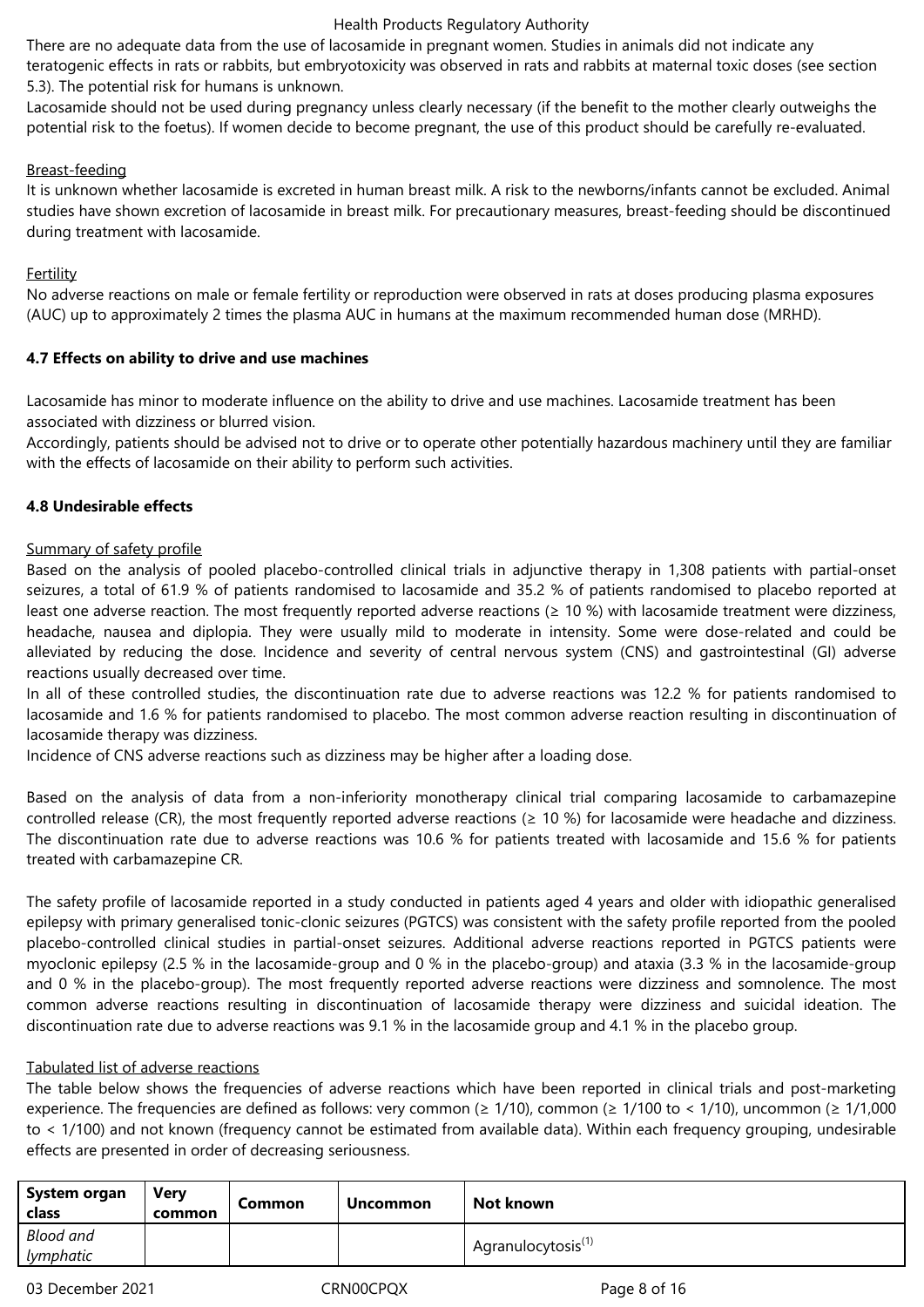There are no adequate data from the use of lacosamide in pregnant women. Studies in animals did not indicate any teratogenic effects in rats or rabbits, but embryotoxicity was observed in rats and rabbits at maternal toxic doses (see section 5.3). The potential risk for humans is unknown.

Lacosamide should not be used during pregnancy unless clearly necessary (if the benefit to the mother clearly outweighs the potential risk to the foetus). If women decide to become pregnant, the use of this product should be carefully re-evaluated.

Breast-feeding

It is unknown whether lacosamide is excreted in human breast milk. A risk to the newborns/infants cannot be excluded. Animal studies have shown excretion of lacosamide in breast milk. For precautionary measures, breast-feeding should be discontinued during treatment with lacosamide.

Fertility

No adverse reactions on male or female fertility or reproduction were observed in rats at doses producing plasma exposures (AUC) up to approximately 2 times the plasma AUC in humans at the maximum recommended human dose (MRHD).

**4.7 Effects on ability to drive and use machines**

Lacosamide has minor to moderate influence on the ability to drive and use machines. Lacosamide treatment has been associated with dizziness or blurred vision.

Accordingly, patients should be advised not to drive or to operate other potentially hazardous machinery until they are familiar with the effects of lacosamide on their ability to perform such activities.

**4.8 Undesirable effects**

Summary of safety profile

Based on the analysis of pooled placebo-controlled clinical trials in adjunctive therapy in 1,308 patients with partial-onset seizures, a total of 61.9 % of patients randomised to lacosamide and 35.2 % of patients randomised to placebo reported at least one adverse reaction. The most frequently reported adverse reactions (≥ 10 %) with lacosamide treatment were dizziness, headache, nausea and diplopia. They were usually mild to moderate in intensity. Some were dose-related and could be alleviated by reducing the dose. Incidence and severity of central nervous system (CNS) and gastrointestinal (GI) adverse reactions usually decreased over time.

In all of these controlled studies, the discontinuation rate due to adverse reactions was 12.2 % for patients randomised to lacosamide and 1.6 % for patients randomised to placebo. The most common adverse reaction resulting in discontinuation of lacosamide therapy was dizziness.

Incidence of CNS adverse reactions such as dizziness may be higher after a loading dose.

Based on the analysis of data from a non-inferiority monotherapy clinical trial comparing lacosamide to carbamazepine controlled release (CR), the most frequently reported adverse reactions (≥ 10 %) for lacosamide were headache and dizziness. The discontinuation rate due to adverse reactions was 10.6 % for patients treated with lacosamide and 15.6 % for patients treated with carbamazepine CR.

The safety profile of lacosamide reported in a study conducted in patients aged 4 years and older with idiopathic generalised epilepsy with primary generalised tonic-clonic seizures (PGTCS) was consistent with the safety profile reported from the pooled placebo-controlled clinical studies in partial-onset seizures. Additional adverse reactions reported in PGTCS patients were myoclonic epilepsy (2.5 % in the lacosamide-group and 0 % in the placebo-group) and ataxia (3.3 % in the lacosamide-group and 0 % in the placebo-group). The most frequently reported adverse reactions were dizziness and somnolence. The most common adverse reactions resulting in discontinuation of lacosamide therapy were dizziness and suicidal ideation. The discontinuation rate due to adverse reactions was 9.1 % in the lacosamide group and 4.1 % in the placebo group.

Tabulated list of adverse reactions

The table below shows the frequencies of adverse reactions which have been reported in clinical trials and post-marketing experience. The frequencies are defined as follows: very common (≥ 1/10), common (≥ 1/100 to < 1/10), uncommon (≥ 1/1,000 to < 1/100) and not known (frequency cannot be estimated from available data). Within each frequency grouping, undesirable effects are presented in order of decreasing seriousness.

| System organ class | Very common | Common | Uncommon | Not known |
|---|---|---|---|---|
| *Blood and lymphatic* | | | | Agranulocytosis[(1)] |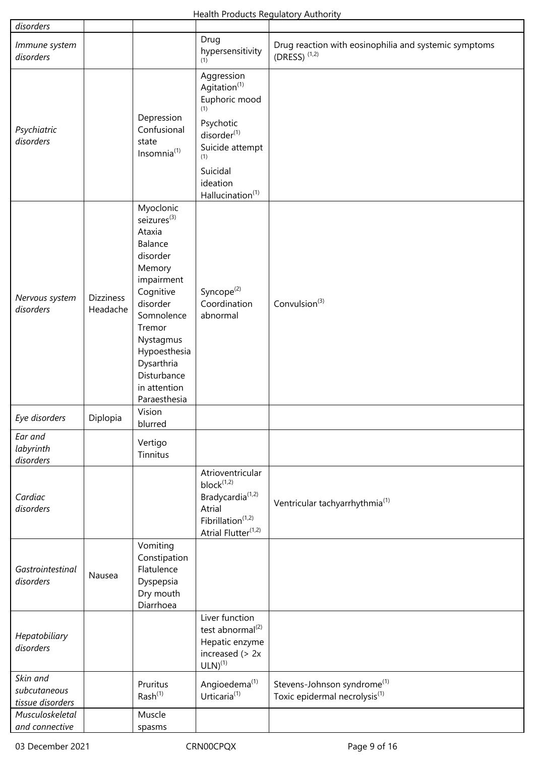| | | | | |
|---|---|---|---|---|
| *disorders* | | | | |
| *Immune system disorders* | | | Drug hypersensitivity[1] | Drug reaction with eosinophilia and systemic symptoms (DRESS) [1,2] |
| *Psychiatric disorders* | | Depression<br>Confusional state<br>Insomnia[1] | Aggression<br>Agitation[1]<br>Euphoric mood[1]<br>Psychotic disorder[1]<br>Suicide attempt[1]<br>Suicidal ideation<br>Hallucination[1] | |
| *Nervous system disorders* | Dizziness<br>Headache | Myoclonic seizures[3]<br>Ataxia<br>Balance disorder<br>Memory impairment<br>Cognitive disorder<br>Somnolence<br>Tremor<br>Nystagmus<br>Hypoesthesia<br>Dysarthria<br>Disturbance in attention<br>Paraesthesia | Syncope[2]<br>Coordination abnormal | Convulsion[3] |
| *Eye disorders* | Diplopia | Vision blurred | | |
| *Ear and labyrinth disorders* | | Vertigo<br>Tinnitus | | |
| *Cardiac disorders* | | | Atrioventricular block[1,2]<br>Bradycardia[1,2]<br>Atrial Fibrillation[1,2]<br>Atrial Flutter[1,2] | Ventricular tachyarrhythmia[1] |
| *Gastrointestinal disorders* | Nausea | Vomiting<br>Constipation<br>Flatulence<br>Dyspepsia<br>Dry mouth<br>Diarrhoea | | |
| *Hepatobiliary disorders* | | | Liver function test abnormal[2]<br>Hepatic enzyme increased (> 2x ULN)[1] | |
| *Skin and subcutaneous tissue disorders* | | Pruritus<br>Rash[1] | Angioedema[1]<br>Urticaria[1] | Stevens-Johnson syndrome[1]<br>Toxic epidermal necrolysis[1] |
| *Musculoskeletal and connective* | | Muscle spasms | | |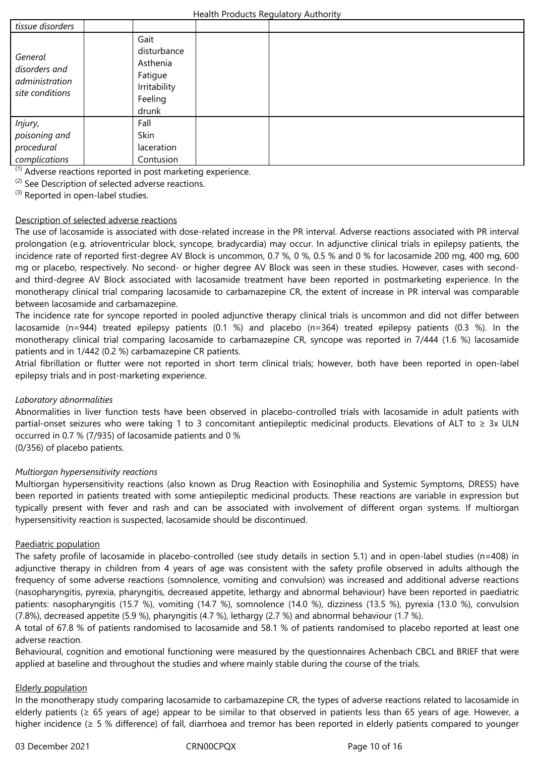| | | | | |
|---|---|---|---|---|
| *tissue disorders* | | | | |
| *General disorders and administration site conditions* | | Gait disturbance<br>Asthenia<br>Fatigue<br>Irritability<br>Feeling drunk | | |
| *Injury, poisoning and procedural complications* | | Fall<br>Skin laceration<br>Contusion | | |

[(1)] Adverse reactions reported in post marketing experience.
[(2)] See Description of selected adverse reactions.
[(3)] Reported in open-label studies.

Description of selected adverse reactions

The use of lacosamide is associated with dose-related increase in the PR interval. Adverse reactions associated with PR interval prolongation (e.g. atrioventricular block, syncope, bradycardia) may occur. In adjunctive clinical trials in epilepsy patients, the incidence rate of reported first-degree AV Block is uncommon, 0.7 %, 0 %, 0.5 % and 0 % for lacosamide 200 mg, 400 mg, 600 mg or placebo, respectively. No second- or higher degree AV Block was seen in these studies. However, cases with second- and third-degree AV Block associated with lacosamide treatment have been reported in postmarketing experience. In the monotherapy clinical trial comparing lacosamide to carbamazepine CR, the extent of increase in PR interval was comparable between lacosamide and carbamazepine.

The incidence rate for syncope reported in pooled adjunctive therapy clinical trials is uncommon and did not differ between lacosamide (n=944) treated epilepsy patients (0.1 %) and placebo (n=364) treated epilepsy patients (0.3 %). In the monotherapy clinical trial comparing lacosamide to carbamazepine CR, syncope was reported in 7/444 (1.6 %) lacosamide patients and in 1/442 (0.2 %) carbamazepine CR patients.

Atrial fibrillation or flutter were not reported in short term clinical trials; however, both have been reported in open-label epilepsy trials and in post-marketing experience.

*Laboratory abnormalities*

Abnormalities in liver function tests have been observed in placebo-controlled trials with lacosamide in adult patients with partial-onset seizures who were taking 1 to 3 concomitant antiepileptic medicinal products. Elevations of ALT to ≥ 3x ULN occurred in 0.7 % (7/935) of lacosamide patients and 0 % (0/356) of placebo patients.

*Multiorgan hypersensitivity reactions*

Multiorgan hypersensitivity reactions (also known as Drug Reaction with Eosinophilia and Systemic Symptoms, DRESS) have been reported in patients treated with some antiepileptic medicinal products. These reactions are variable in expression but typically present with fever and rash and can be associated with involvement of different organ systems. If multiorgan hypersensitivity reaction is suspected, lacosamide should be discontinued.

Paediatric population

The safety profile of lacosamide in placebo-controlled (see study details in section 5.1) and in open-label studies (n=408) in adjunctive therapy in children from 4 years of age was consistent with the safety profile observed in adults although the frequency of some adverse reactions (somnolence, vomiting and convulsion) was increased and additional adverse reactions (nasopharyngitis, pyrexia, pharyngitis, decreased appetite, lethargy and abnormal behaviour) have been reported in paediatric patients: nasopharyngitis (15.7 %), vomiting (14.7 %), somnolence (14.0 %), dizziness (13.5 %), pyrexia (13.0 %), convulsion (7.8%), decreased appetite (5.9 %), pharyngitis (4.7 %), lethargy (2.7 %) and abnormal behaviour (1.7 %).

A total of 67.8 % of patients randomised to lacosamide and 58.1 % of patients randomised to placebo reported at least one adverse reaction.

Behavioural, cognition and emotional functioning were measured by the questionnaires Achenbach CBCL and BRIEF that were applied at baseline and throughout the studies and where mainly stable during the course of the trials.

Elderly population

In the monotherapy study comparing lacosamide to carbamazepine CR, the types of adverse reactions related to lacosamide in elderly patients (≥ 65 years of age) appear to be similar to that observed in patients less than 65 years of age. However, a higher incidence (≥ 5 % difference) of fall, diarrhoea and tremor has been reported in elderly patients compared to younger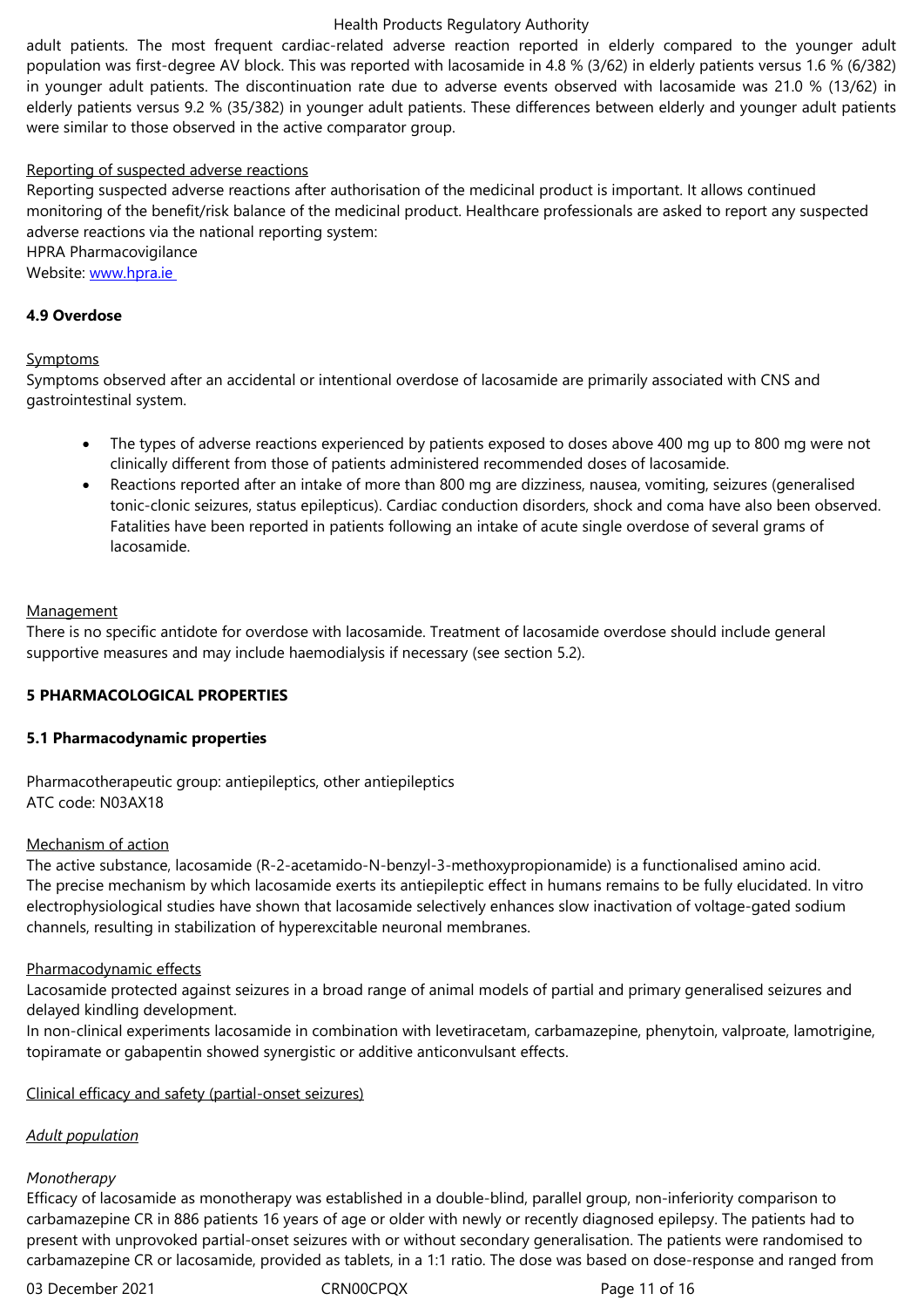adult patients. The most frequent cardiac-related adverse reaction reported in elderly compared to the younger adult population was first-degree AV block. This was reported with lacosamide in 4.8 % (3/62) in elderly patients versus 1.6 % (6/382) in younger adult patients. The discontinuation rate due to adverse events observed with lacosamide was 21.0 % (13/62) in elderly patients versus 9.2 % (35/382) in younger adult patients. These differences between elderly and younger adult patients were similar to those observed in the active comparator group.

Reporting of suspected adverse reactions

Reporting suspected adverse reactions after authorisation of the medicinal product is important. It allows continued monitoring of the benefit/risk balance of the medicinal product. Healthcare professionals are asked to report any suspected adverse reactions via the national reporting system:
HPRA Pharmacovigilance
Website: www.hpra.ie

**4.9 Overdose**

Symptoms

Symptoms observed after an accidental or intentional overdose of lacosamide are primarily associated with CNS and gastrointestinal system.

- The types of adverse reactions experienced by patients exposed to doses above 400 mg up to 800 mg were not clinically different from those of patients administered recommended doses of lacosamide.
- Reactions reported after an intake of more than 800 mg are dizziness, nausea, vomiting, seizures (generalised tonic-clonic seizures, status epilepticus). Cardiac conduction disorders, shock and coma have also been observed. Fatalities have been reported in patients following an intake of acute single overdose of several grams of lacosamide.

Management

There is no specific antidote for overdose with lacosamide. Treatment of lacosamide overdose should include general supportive measures and may include haemodialysis if necessary (see section 5.2).

**5 PHARMACOLOGICAL PROPERTIES**

**5.1 Pharmacodynamic properties**

Pharmacotherapeutic group: antiepileptics, other antiepileptics
ATC code: N03AX18

Mechanism of action

The active substance, lacosamide (R-2-acetamido-N-benzyl-3-methoxypropionamide) is a functionalised amino acid.
The precise mechanism by which lacosamide exerts its antiepileptic effect in humans remains to be fully elucidated. In vitro electrophysiological studies have shown that lacosamide selectively enhances slow inactivation of voltage-gated sodium channels, resulting in stabilization of hyperexcitable neuronal membranes.

Pharmacodynamic effects

Lacosamide protected against seizures in a broad range of animal models of partial and primary generalised seizures and delayed kindling development.
In non-clinical experiments lacosamide in combination with levetiracetam, carbamazepine, phenytoin, valproate, lamotrigine, topiramate or gabapentin showed synergistic or additive anticonvulsant effects.

Clinical efficacy and safety (partial-onset seizures)

*Adult population*

*Monotherapy*

Efficacy of lacosamide as monotherapy was established in a double-blind, parallel group, non-inferiority comparison to carbamazepine CR in 886 patients 16 years of age or older with newly or recently diagnosed epilepsy. The patients had to present with unprovoked partial-onset seizures with or without secondary generalisation. The patients were randomised to carbamazepine CR or lacosamide, provided as tablets, in a 1:1 ratio. The dose was based on dose-response and ranged from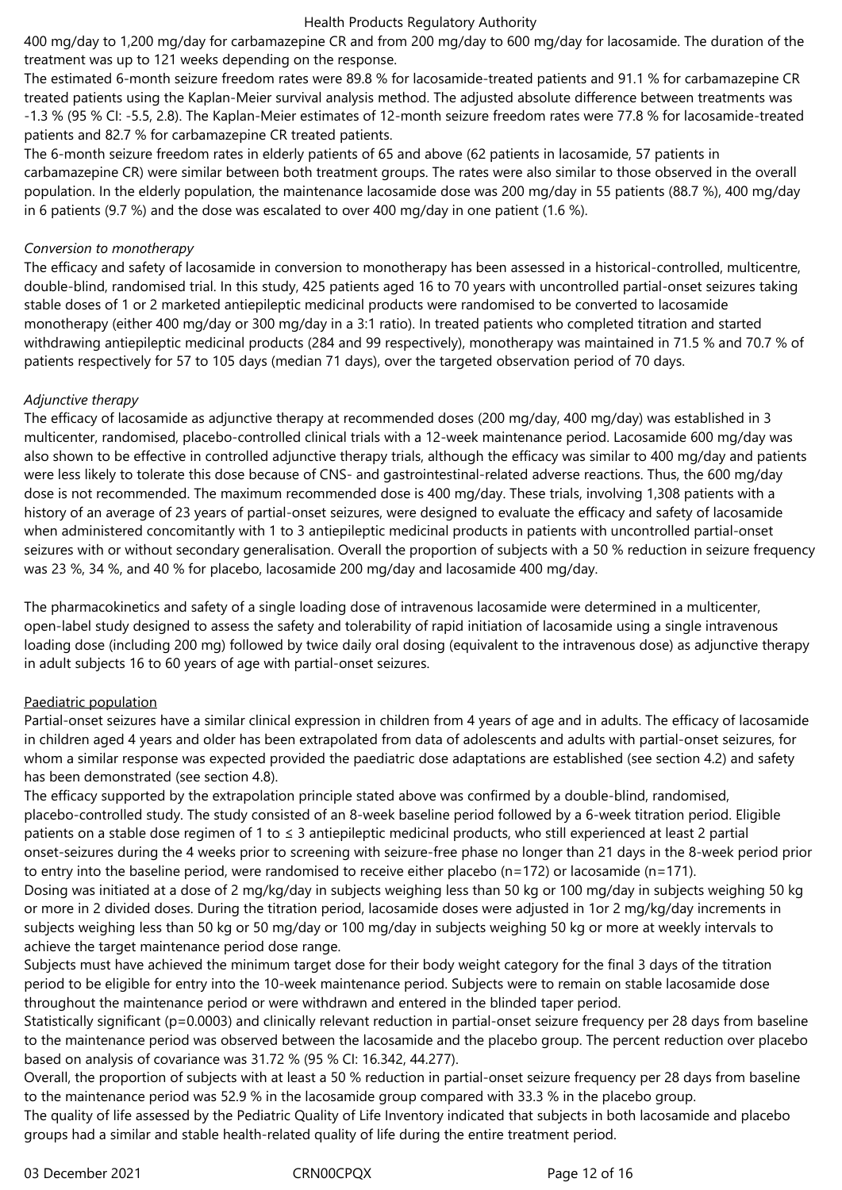400 mg/day to 1,200 mg/day for carbamazepine CR and from 200 mg/day to 600 mg/day for lacosamide. The duration of the treatment was up to 121 weeks depending on the response.

The estimated 6-month seizure freedom rates were 89.8 % for lacosamide-treated patients and 91.1 % for carbamazepine CR treated patients using the Kaplan-Meier survival analysis method. The adjusted absolute difference between treatments was -1.3 % (95 % CI: -5.5, 2.8). The Kaplan-Meier estimates of 12-month seizure freedom rates were 77.8 % for lacosamide-treated patients and 82.7 % for carbamazepine CR treated patients.

The 6-month seizure freedom rates in elderly patients of 65 and above (62 patients in lacosamide, 57 patients in carbamazepine CR) were similar between both treatment groups. The rates were also similar to those observed in the overall population. In the elderly population, the maintenance lacosamide dose was 200 mg/day in 55 patients (88.7 %), 400 mg/day in 6 patients (9.7 %) and the dose was escalated to over 400 mg/day in one patient (1.6 %).

*Conversion to monotherapy*

The efficacy and safety of lacosamide in conversion to monotherapy has been assessed in a historical-controlled, multicentre, double-blind, randomised trial. In this study, 425 patients aged 16 to 70 years with uncontrolled partial-onset seizures taking stable doses of 1 or 2 marketed antiepileptic medicinal products were randomised to be converted to lacosamide monotherapy (either 400 mg/day or 300 mg/day in a 3:1 ratio). In treated patients who completed titration and started withdrawing antiepileptic medicinal products (284 and 99 respectively), monotherapy was maintained in 71.5 % and 70.7 % of patients respectively for 57 to 105 days (median 71 days), over the targeted observation period of 70 days.

*Adjunctive therapy*

The efficacy of lacosamide as adjunctive therapy at recommended doses (200 mg/day, 400 mg/day) was established in 3 multicenter, randomised, placebo-controlled clinical trials with a 12-week maintenance period. Lacosamide 600 mg/day was also shown to be effective in controlled adjunctive therapy trials, although the efficacy was similar to 400 mg/day and patients were less likely to tolerate this dose because of CNS- and gastrointestinal-related adverse reactions. Thus, the 600 mg/day dose is not recommended. The maximum recommended dose is 400 mg/day. These trials, involving 1,308 patients with a history of an average of 23 years of partial-onset seizures, were designed to evaluate the efficacy and safety of lacosamide when administered concomitantly with 1 to 3 antiepileptic medicinal products in patients with uncontrolled partial-onset seizures with or without secondary generalisation. Overall the proportion of subjects with a 50 % reduction in seizure frequency was 23 %, 34 %, and 40 % for placebo, lacosamide 200 mg/day and lacosamide 400 mg/day.

The pharmacokinetics and safety of a single loading dose of intravenous lacosamide were determined in a multicenter, open-label study designed to assess the safety and tolerability of rapid initiation of lacosamide using a single intravenous loading dose (including 200 mg) followed by twice daily oral dosing (equivalent to the intravenous dose) as adjunctive therapy in adult subjects 16 to 60 years of age with partial-onset seizures.

Paediatric population

Partial-onset seizures have a similar clinical expression in children from 4 years of age and in adults. The efficacy of lacosamide in children aged 4 years and older has been extrapolated from data of adolescents and adults with partial-onset seizures, for whom a similar response was expected provided the paediatric dose adaptations are established (see section 4.2) and safety has been demonstrated (see section 4.8).

The efficacy supported by the extrapolation principle stated above was confirmed by a double-blind, randomised, placebo-controlled study. The study consisted of an 8-week baseline period followed by a 6-week titration period. Eligible patients on a stable dose regimen of 1 to ≤ 3 antiepileptic medicinal products, who still experienced at least 2 partial onset-seizures during the 4 weeks prior to screening with seizure-free phase no longer than 21 days in the 8-week period prior to entry into the baseline period, were randomised to receive either placebo (n=172) or lacosamide (n=171).

Dosing was initiated at a dose of 2 mg/kg/day in subjects weighing less than 50 kg or 100 mg/day in subjects weighing 50 kg or more in 2 divided doses. During the titration period, lacosamide doses were adjusted in 1or 2 mg/kg/day increments in subjects weighing less than 50 kg or 50 mg/day or 100 mg/day in subjects weighing 50 kg or more at weekly intervals to achieve the target maintenance period dose range.

Subjects must have achieved the minimum target dose for their body weight category for the final 3 days of the titration period to be eligible for entry into the 10-week maintenance period. Subjects were to remain on stable lacosamide dose throughout the maintenance period or were withdrawn and entered in the blinded taper period.

Statistically significant (p=0.0003) and clinically relevant reduction in partial-onset seizure frequency per 28 days from baseline to the maintenance period was observed between the lacosamide and the placebo group. The percent reduction over placebo based on analysis of covariance was 31.72 % (95 % CI: 16.342, 44.277).

Overall, the proportion of subjects with at least a 50 % reduction in partial-onset seizure frequency per 28 days from baseline to the maintenance period was 52.9 % in the lacosamide group compared with 33.3 % in the placebo group.

The quality of life assessed by the Pediatric Quality of Life Inventory indicated that subjects in both lacosamide and placebo groups had a similar and stable health-related quality of life during the entire treatment period.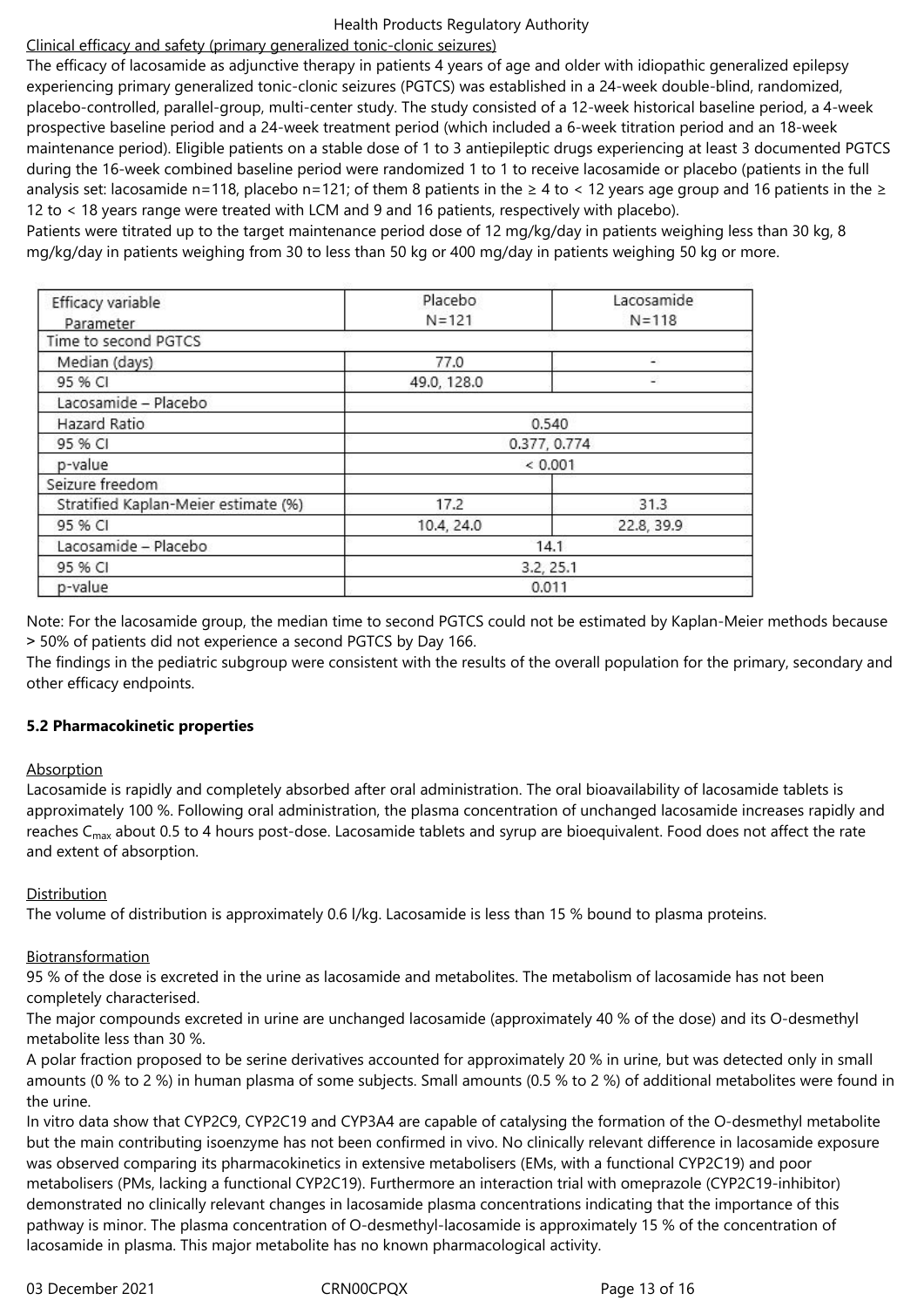Clinical efficacy and safety (primary generalized tonic-clonic seizures)

The efficacy of lacosamide as adjunctive therapy in patients 4 years of age and older with idiopathic generalized epilepsy experiencing primary generalized tonic-clonic seizures (PGTCS) was established in a 24-week double-blind, randomized, placebo-controlled, parallel-group, multi-center study. The study consisted of a 12-week historical baseline period, a 4-week prospective baseline period and a 24-week treatment period (which included a 6-week titration period and an 18-week maintenance period). Eligible patients on a stable dose of 1 to 3 antiepileptic drugs experiencing at least 3 documented PGTCS during the 16-week combined baseline period were randomized 1 to 1 to receive lacosamide or placebo (patients in the full analysis set: lacosamide n=118, placebo n=121; of them 8 patients in the ≥ 4 to < 12 years age group and 16 patients in the ≥ 12 to < 18 years range were treated with LCM and 9 and 16 patients, respectively with placebo).

Patients were titrated up to the target maintenance period dose of 12 mg/kg/day in patients weighing less than 30 kg, 8 mg/kg/day in patients weighing from 30 to less than 50 kg or 400 mg/day in patients weighing 50 kg or more.

| Efficacy variable<br>Parameter | Placebo<br>N=121 | Lacosamide<br>N=118 |
|---|---|---|
| Time to second PGTCS | | |
| Median (days) | 77.0 | - |
| 95 % CI | 49.0, 128.0 | - |
| Lacosamide – Placebo | | |
| Hazard Ratio | 0.540 | |
| 95 % CI | 0.377, 0.774 | |
| p-value | < 0.001 | |
| Seizure freedom | | |
| Stratified Kaplan-Meier estimate (%) | 17.2 | 31.3 |
| 95 % CI | 10.4, 24.0 | 22.8, 39.9 |
| Lacosamide – Placebo | 14.1 | |
| 95 % CI | 3.2, 25.1 | |
| p-value | 0.011 | |

Note: For the lacosamide group, the median time to second PGTCS could not be estimated by Kaplan-Meier methods because > 50% of patients did not experience a second PGTCS by Day 166.

The findings in the pediatric subgroup were consistent with the results of the overall population for the primary, secondary and other efficacy endpoints.

### 5.2 Pharmacokinetic properties

Absorption

Lacosamide is rapidly and completely absorbed after oral administration. The oral bioavailability of lacosamide tablets is approximately 100 %. Following oral administration, the plasma concentration of unchanged lacosamide increases rapidly and reaches $C_{max}$ about 0.5 to 4 hours post-dose. Lacosamide tablets and syrup are bioequivalent. Food does not affect the rate and extent of absorption.

Distribution

The volume of distribution is approximately 0.6 l/kg. Lacosamide is less than 15 % bound to plasma proteins.

Biotransformation

95 % of the dose is excreted in the urine as lacosamide and metabolites. The metabolism of lacosamide has not been completely characterised.

The major compounds excreted in urine are unchanged lacosamide (approximately 40 % of the dose) and its O-desmethyl metabolite less than 30 %.

A polar fraction proposed to be serine derivatives accounted for approximately 20 % in urine, but was detected only in small amounts (0 % to 2 %) in human plasma of some subjects. Small amounts (0.5 % to 2 %) of additional metabolites were found in the urine.

In vitro data show that CYP2C9, CYP2C19 and CYP3A4 are capable of catalysing the formation of the O-desmethyl metabolite but the main contributing isoenzyme has not been confirmed in vivo. No clinically relevant difference in lacosamide exposure was observed comparing its pharmacokinetics in extensive metabolisers (EMs, with a functional CYP2C19) and poor metabolisers (PMs, lacking a functional CYP2C19). Furthermore an interaction trial with omeprazole (CYP2C19-inhibitor) demonstrated no clinically relevant changes in lacosamide plasma concentrations indicating that the importance of this pathway is minor. The plasma concentration of O-desmethyl-lacosamide is approximately 15 % of the concentration of lacosamide in plasma. This major metabolite has no known pharmacological activity.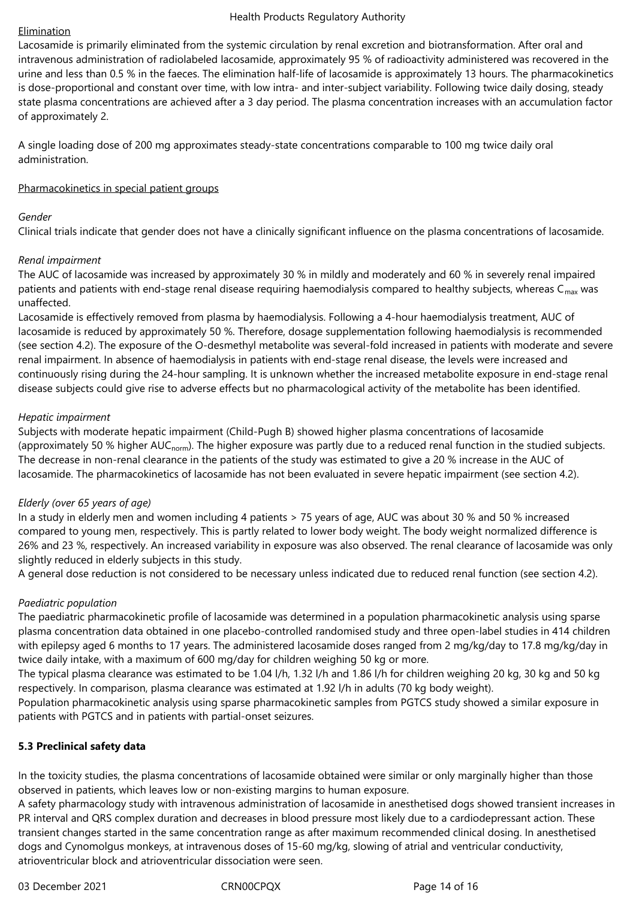Elimination

Lacosamide is primarily eliminated from the systemic circulation by renal excretion and biotransformation. After oral and intravenous administration of radiolabeled lacosamide, approximately 95 % of radioactivity administered was recovered in the urine and less than 0.5 % in the faeces. The elimination half-life of lacosamide is approximately 13 hours. The pharmacokinetics is dose-proportional and constant over time, with low intra- and inter-subject variability. Following twice daily dosing, steady state plasma concentrations are achieved after a 3 day period. The plasma concentration increases with an accumulation factor of approximately 2.

A single loading dose of 200 mg approximates steady-state concentrations comparable to 100 mg twice daily oral administration.

Pharmacokinetics in special patient groups

*Gender*

Clinical trials indicate that gender does not have a clinically significant influence on the plasma concentrations of lacosamide.

*Renal impairment*

The AUC of lacosamide was increased by approximately 30 % in mildly and moderately and 60 % in severely renal impaired patients and patients with end-stage renal disease requiring haemodialysis compared to healthy subjects, whereas $C_{max}$ was unaffected.

Lacosamide is effectively removed from plasma by haemodialysis. Following a 4-hour haemodialysis treatment, AUC of lacosamide is reduced by approximately 50 %. Therefore, dosage supplementation following haemodialysis is recommended (see section 4.2). The exposure of the O-desmethyl metabolite was several-fold increased in patients with moderate and severe renal impairment. In absence of haemodialysis in patients with end-stage renal disease, the levels were increased and continuously rising during the 24-hour sampling. It is unknown whether the increased metabolite exposure in end-stage renal disease subjects could give rise to adverse effects but no pharmacological activity of the metabolite has been identified.

*Hepatic impairment*

Subjects with moderate hepatic impairment (Child-Pugh B) showed higher plasma concentrations of lacosamide (approximately 50 % higher $AUC_{norm}$). The higher exposure was partly due to a reduced renal function in the studied subjects. The decrease in non-renal clearance in the patients of the study was estimated to give a 20 % increase in the AUC of lacosamide. The pharmacokinetics of lacosamide has not been evaluated in severe hepatic impairment (see section 4.2).

*Elderly (over 65 years of age)*

In a study in elderly men and women including 4 patients > 75 years of age, AUC was about 30 % and 50 % increased compared to young men, respectively. This is partly related to lower body weight. The body weight normalized difference is 26% and 23 %, respectively. An increased variability in exposure was also observed. The renal clearance of lacosamide was only slightly reduced in elderly subjects in this study.

A general dose reduction is not considered to be necessary unless indicated due to reduced renal function (see section 4.2).

*Paediatric population*

The paediatric pharmacokinetic profile of lacosamide was determined in a population pharmacokinetic analysis using sparse plasma concentration data obtained in one placebo-controlled randomised study and three open-label studies in 414 children with epilepsy aged 6 months to 17 years. The administered lacosamide doses ranged from 2 mg/kg/day to 17.8 mg/kg/day in twice daily intake, with a maximum of 600 mg/day for children weighing 50 kg or more.

The typical plasma clearance was estimated to be 1.04 l/h, 1.32 l/h and 1.86 l/h for children weighing 20 kg, 30 kg and 50 kg respectively. In comparison, plasma clearance was estimated at 1.92 l/h in adults (70 kg body weight).

Population pharmacokinetic analysis using sparse pharmacokinetic samples from PGTCS study showed a similar exposure in patients with PGTCS and in patients with partial-onset seizures.

**5.3 Preclinical safety data**

In the toxicity studies, the plasma concentrations of lacosamide obtained were similar or only marginally higher than those observed in patients, which leaves low or non-existing margins to human exposure.

A safety pharmacology study with intravenous administration of lacosamide in anesthetised dogs showed transient increases in PR interval and QRS complex duration and decreases in blood pressure most likely due to a cardiodepressant action. These transient changes started in the same concentration range as after maximum recommended clinical dosing. In anesthetised dogs and Cynomolgus monkeys, at intravenous doses of 15-60 mg/kg, slowing of atrial and ventricular conductivity, atrioventricular block and atrioventricular dissociation were seen.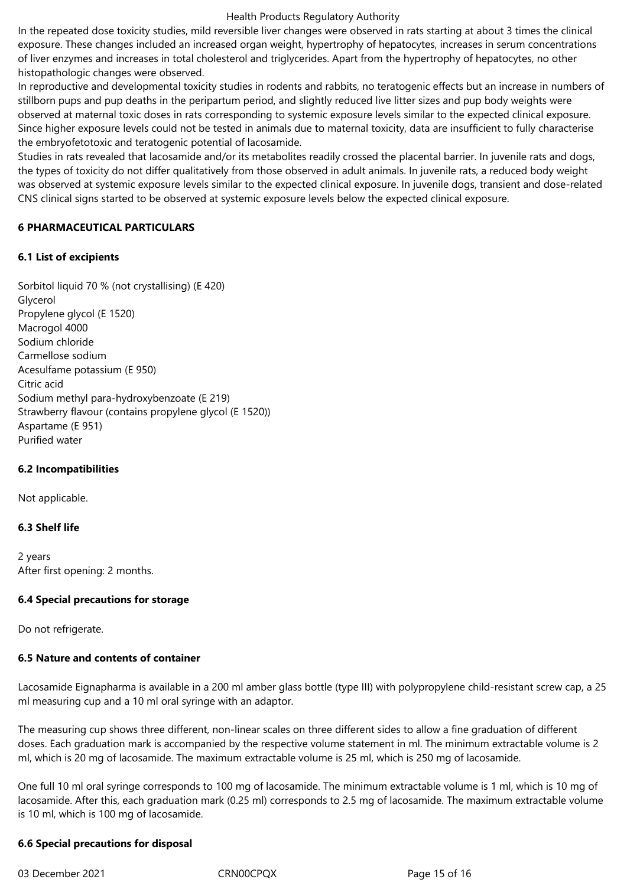In the repeated dose toxicity studies, mild reversible liver changes were observed in rats starting at about 3 times the clinical exposure. These changes included an increased organ weight, hypertrophy of hepatocytes, increases in serum concentrations of liver enzymes and increases in total cholesterol and triglycerides. Apart from the hypertrophy of hepatocytes, no other histopathologic changes were observed.

In reproductive and developmental toxicity studies in rodents and rabbits, no teratogenic effects but an increase in numbers of stillborn pups and pup deaths in the peripartum period, and slightly reduced live litter sizes and pup body weights were observed at maternal toxic doses in rats corresponding to systemic exposure levels similar to the expected clinical exposure. Since higher exposure levels could not be tested in animals due to maternal toxicity, data are insufficient to fully characterise the embryofetotoxic and teratogenic potential of lacosamide.

Studies in rats revealed that lacosamide and/or its metabolites readily crossed the placental barrier. In juvenile rats and dogs, the types of toxicity do not differ qualitatively from those observed in adult animals. In juvenile rats, a reduced body weight was observed at systemic exposure levels similar to the expected clinical exposure. In juvenile dogs, transient and dose-related CNS clinical signs started to be observed at systemic exposure levels below the expected clinical exposure.

## 6 PHARMACEUTICAL PARTICULARS

### 6.1 List of excipients

Sorbitol liquid 70 % (not crystallising) (E 420)
Glycerol
Propylene glycol (E 1520)
Macrogol 4000
Sodium chloride
Carmellose sodium
Acesulfame potassium (E 950)
Citric acid
Sodium methyl para-hydroxybenzoate (E 219)
Strawberry flavour (contains propylene glycol (E 1520))
Aspartame (E 951)
Purified water

### 6.2 Incompatibilities

Not applicable.

### 6.3 Shelf life

2 years
After first opening: 2 months.

### 6.4 Special precautions for storage

Do not refrigerate.

### 6.5 Nature and contents of container

Lacosamide Eignapharma is available in a 200 ml amber glass bottle (type III) with polypropylene child-resistant screw cap, a 25 ml measuring cup and a 10 ml oral syringe with an adaptor.

The measuring cup shows three different, non-linear scales on three different sides to allow a fine graduation of different doses. Each graduation mark is accompanied by the respective volume statement in ml. The minimum extractable volume is 2 ml, which is 20 mg of lacosamide. The maximum extractable volume is 25 ml, which is 250 mg of lacosamide.

One full 10 ml oral syringe corresponds to 100 mg of lacosamide. The minimum extractable volume is 1 ml, which is 10 mg of lacosamide. After this, each graduation mark (0.25 ml) corresponds to 2.5 mg of lacosamide. The maximum extractable volume is 10 ml, which is 100 mg of lacosamide.

### 6.6 Special precautions for disposal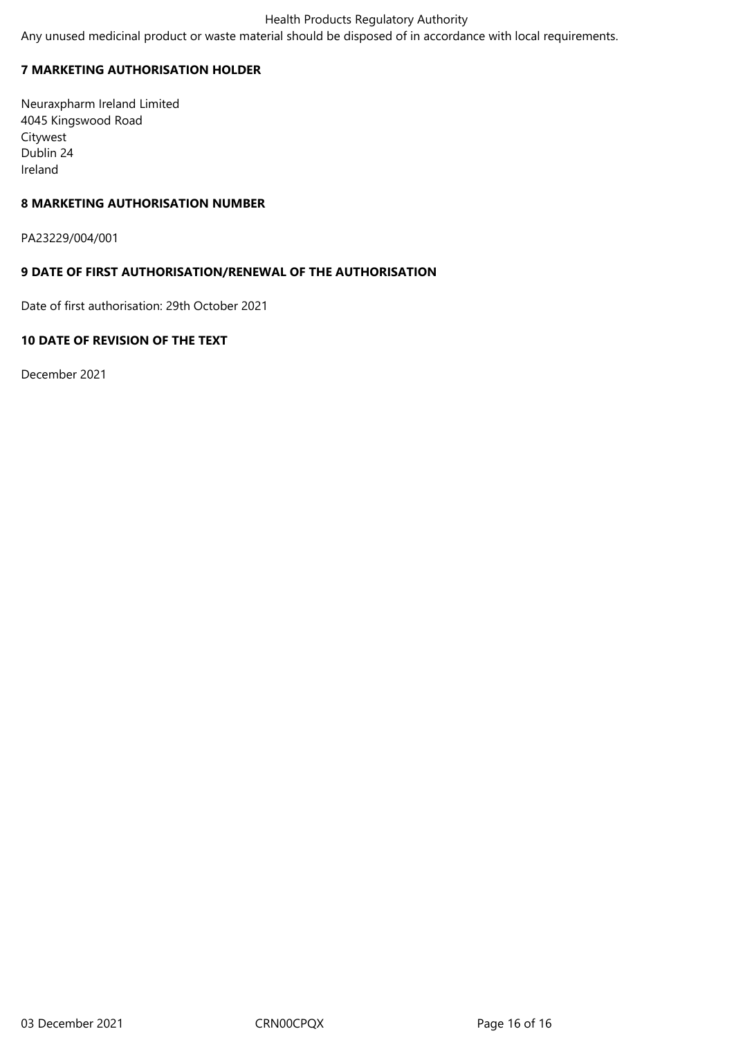Any unused medicinal product or waste material should be disposed of in accordance with local requirements.

## 7 MARKETING AUTHORISATION HOLDER

Neuraxpharm Ireland Limited
4045 Kingswood Road
Citywest
Dublin 24
Ireland

## 8 MARKETING AUTHORISATION NUMBER

PA23229/004/001

## 9 DATE OF FIRST AUTHORISATION/RENEWAL OF THE AUTHORISATION

Date of first authorisation: 29th October 2021

## 10 DATE OF REVISION OF THE TEXT

December 2021